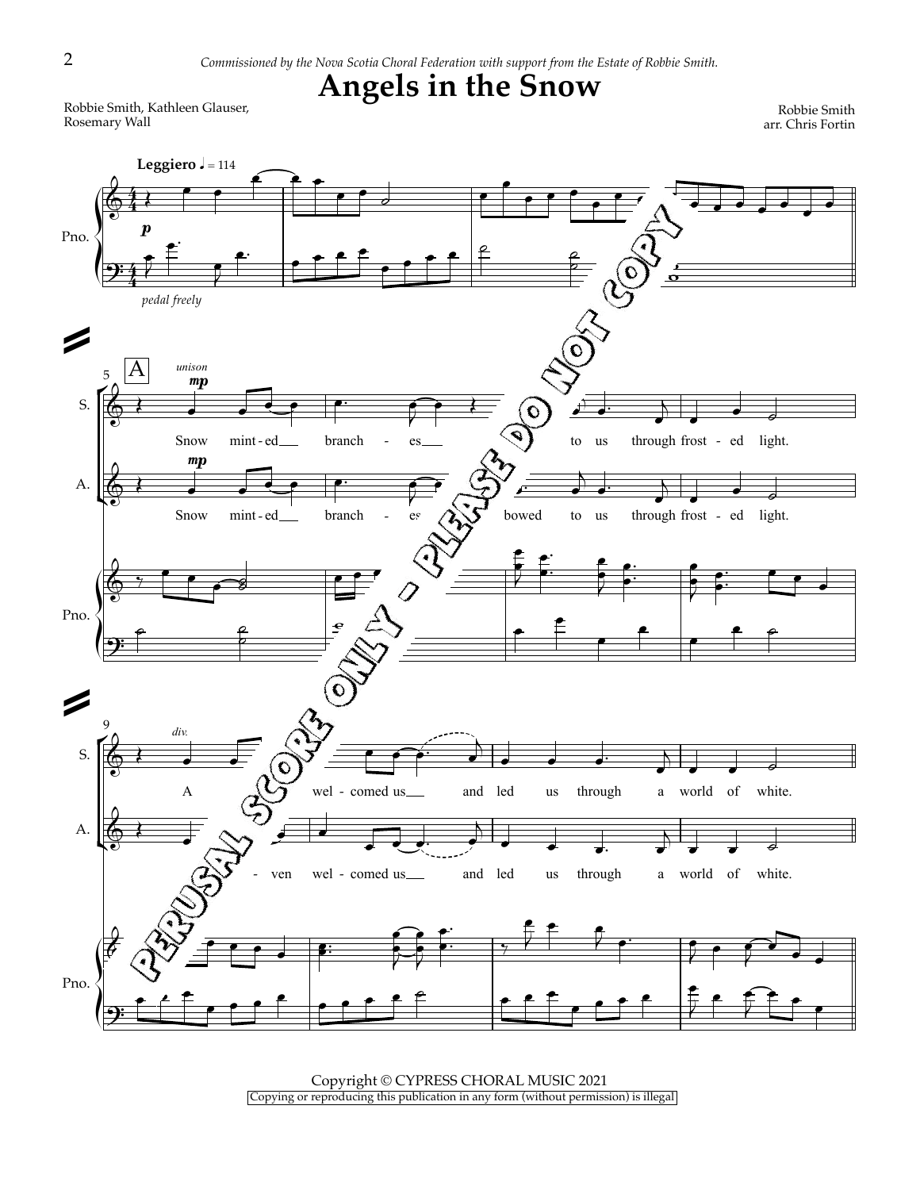*Commissioned by the Nova Scotia Choral Federation with support from the Estate of Robbie Smith.*

# Angels in the Snow

Robbie Smith, Kathleen Glauser, Rosemary Wall

Robbie Smith
arr. Chris Fortin

Copyright © CYPRESS CHORAL MUSIC 2021

Copying or reproducing this publication in any form (without permission) is illegal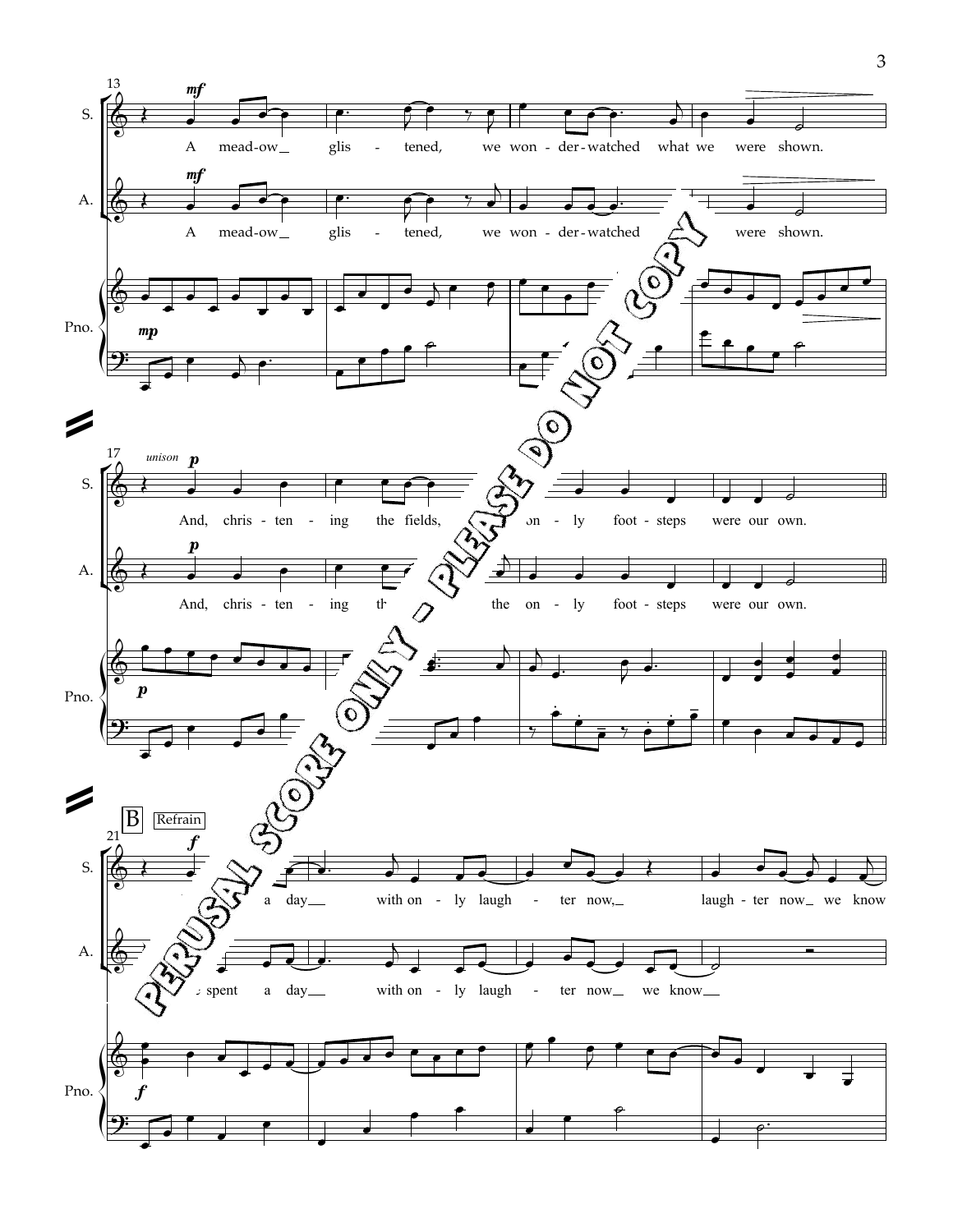13

S. *mf* A mead-ow_ glis - tened, we won - der-watched what we were shown.

A. *mf* A mead-ow_ glis - tened, we won - der-watched were shown.

Pno. *mp*

17

S. *unison* *p* And, chris - ten - ing the fields, on - ly foot - steps were our own.

A. *p* And, chris - ten - ing th the on - ly foot - steps were our own.

Pno. *p*

B Refrain

21

S. *f* a day__ with on - ly laugh - ter now,_ laugh - ter now_ we know

A. spent a day__ with on - ly laugh - ter now_ we know__

Pno. *f*

PERUSAL SCORE ONLY - PLEASE DO NOT COPY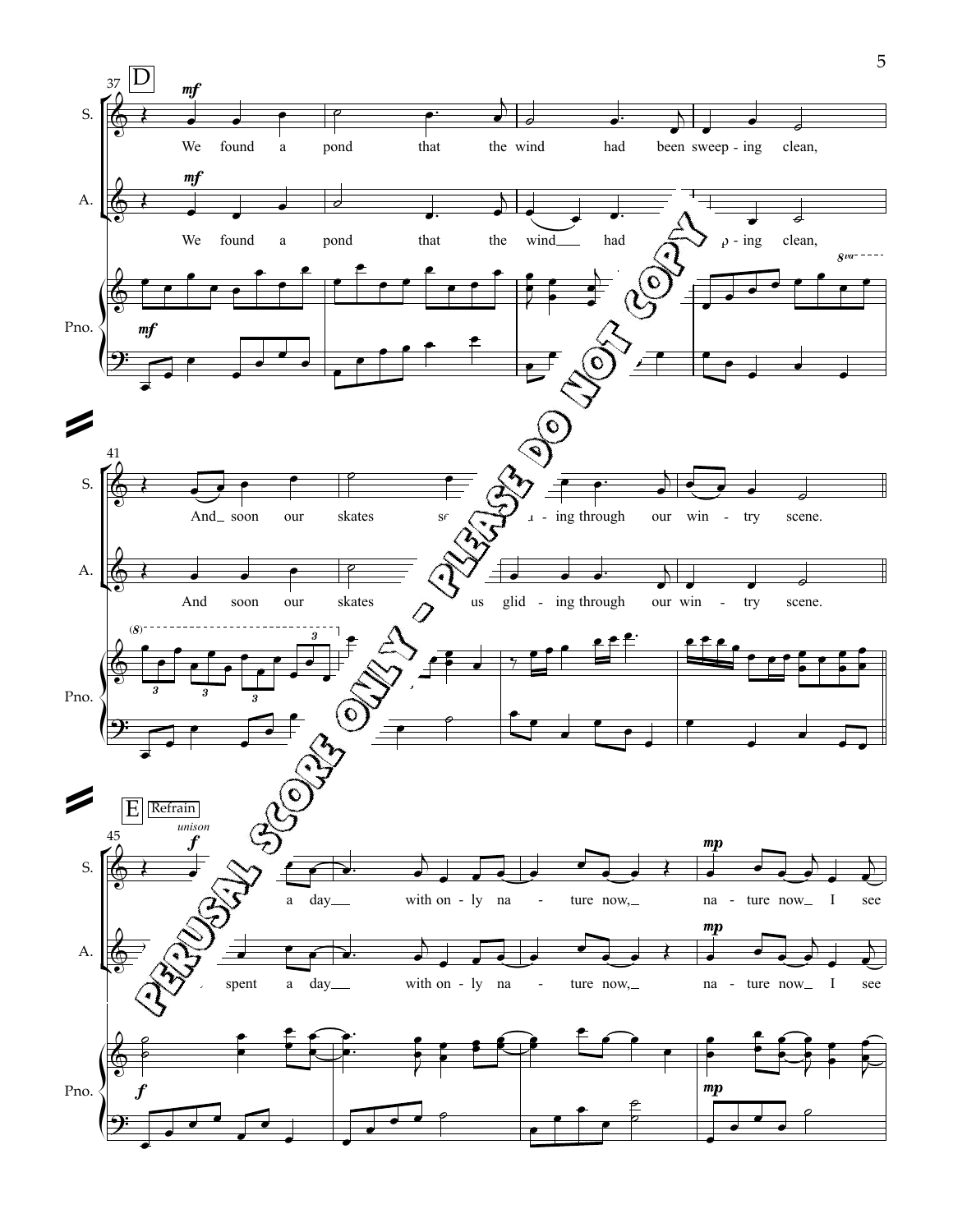37 D

S. *mf*
We found a pond that the wind had been sweep - ing clean,

A. *mf*
We found a pond that the wind had ...p - ing clean,

Pno. *mf*

41

S.
And soon our skates s... ...ing through our win - try scene.

A.
And soon our skates ... us glid - ing through our win - try scene.

Pno.

45 E Refrain

S. *unison* *f*
... a day with on - ly na - ture now, *mp* na - ture now I see

A.
... spent a day with on - ly na - ture now, *mp* na - ture now I see

Pno. *f* *mp*

PERUSAL SCORE ONLY - PLEASE DO NOT COPY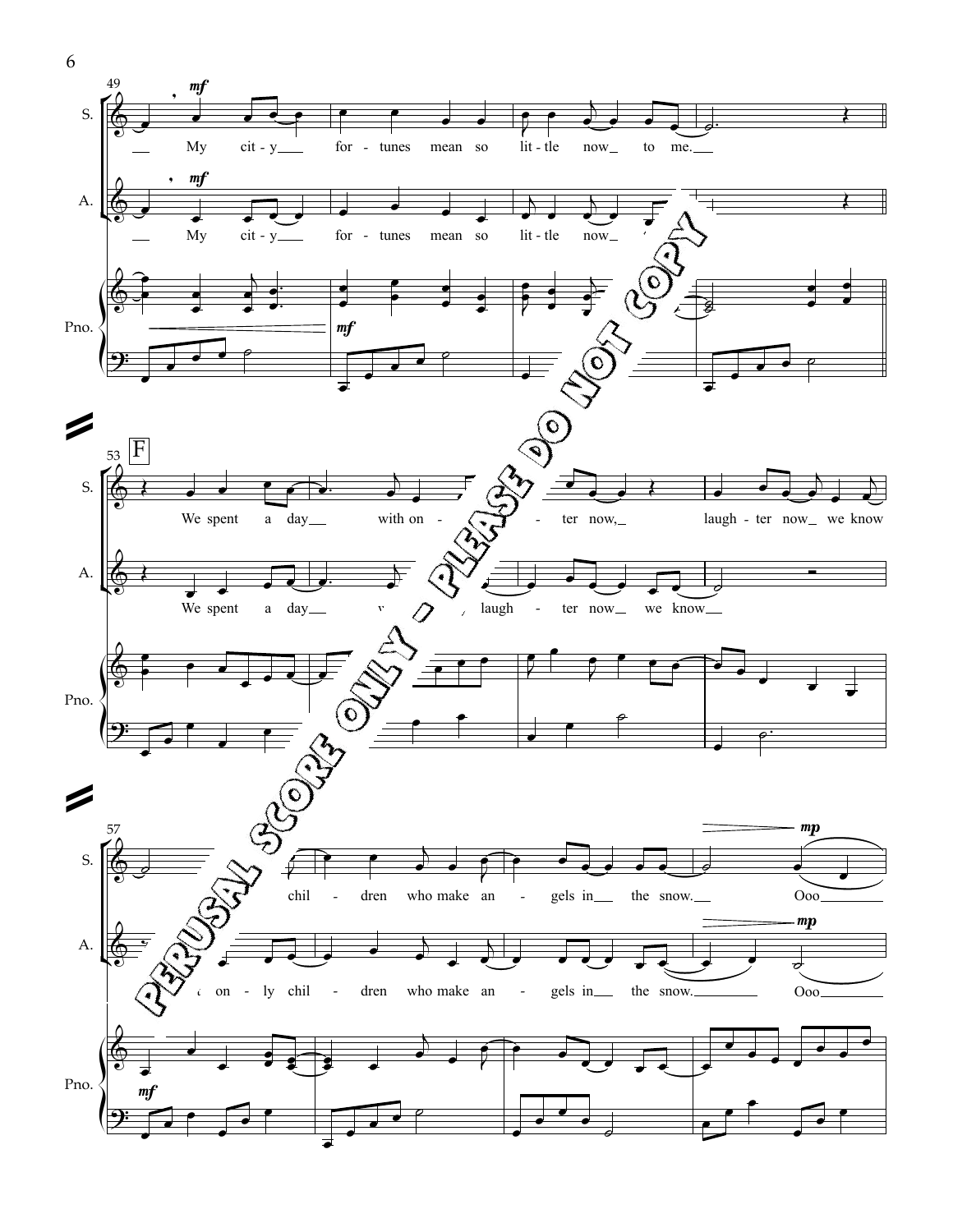49

S.: My cit - y fortunes mean so lit - tle now to me.

A.: My cit - y fortunes mean so lit - tle now

Pno.

53 F

S.: We spent a day with on- ter now, laugh - ter now we know

A.: We spent a day laugh - ter now we know

Pno.

57

S.: chil - dren who make an - gels in the snow. Ooo

A.: on - ly chil - dren who make an - gels in the snow. Ooo

Pno.

PERUSAL SCORE ONLY - PLEASE DO NOT COPY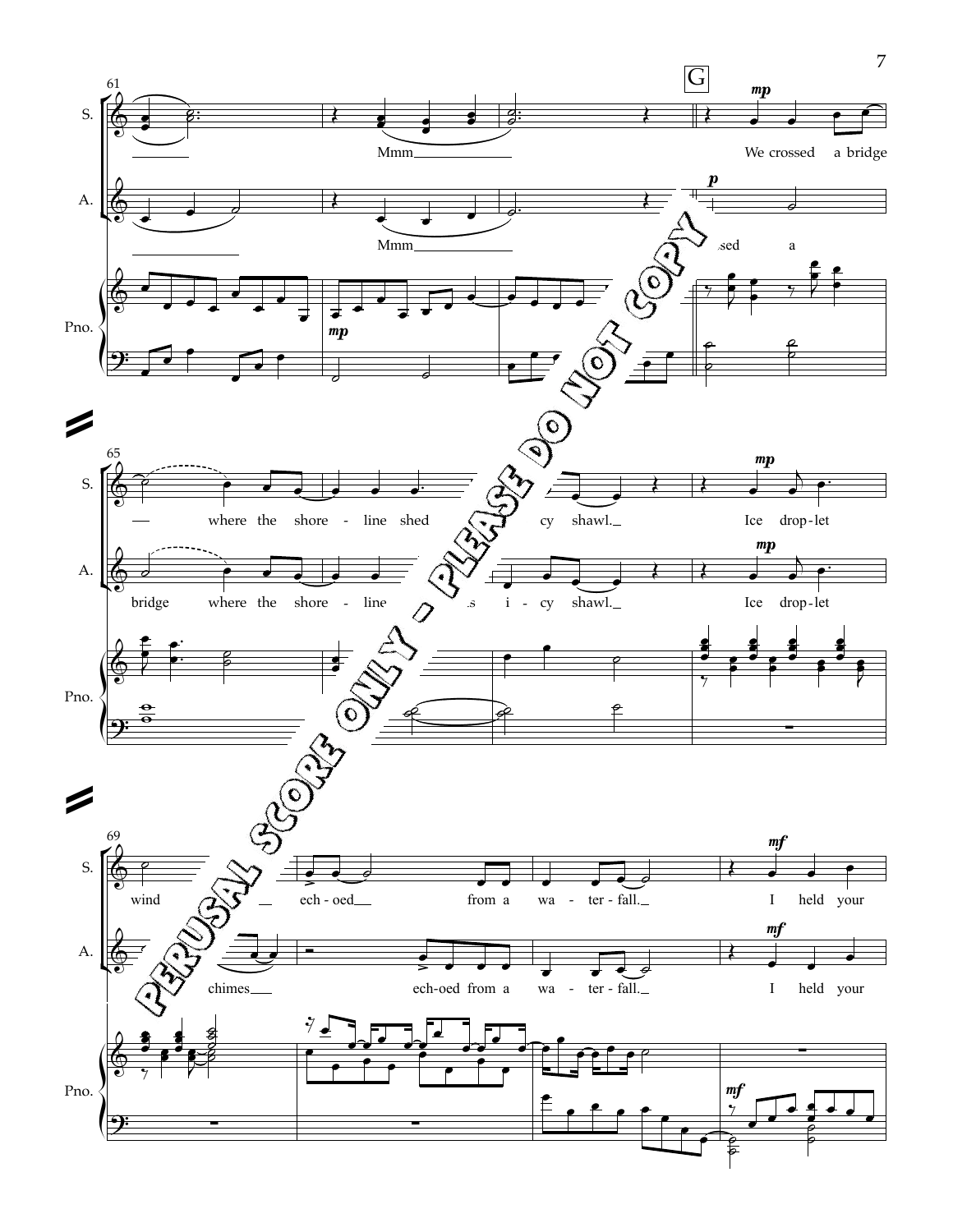PERUSAL SCORE ONLY - PLEASE DO NOT COPY

G

S.: Mmm — We crossed a bridge — where the shore - line shed ... cy shawl. Ice drop - let

A.: Mmm — ...sed a bridge where the shore - line ...s i - cy shawl. Ice drop - let

S.: wind ... ech - oed from a wa - ter - fall. I held your

A.: chimes — ech - oed from a wa - ter - fall. I held your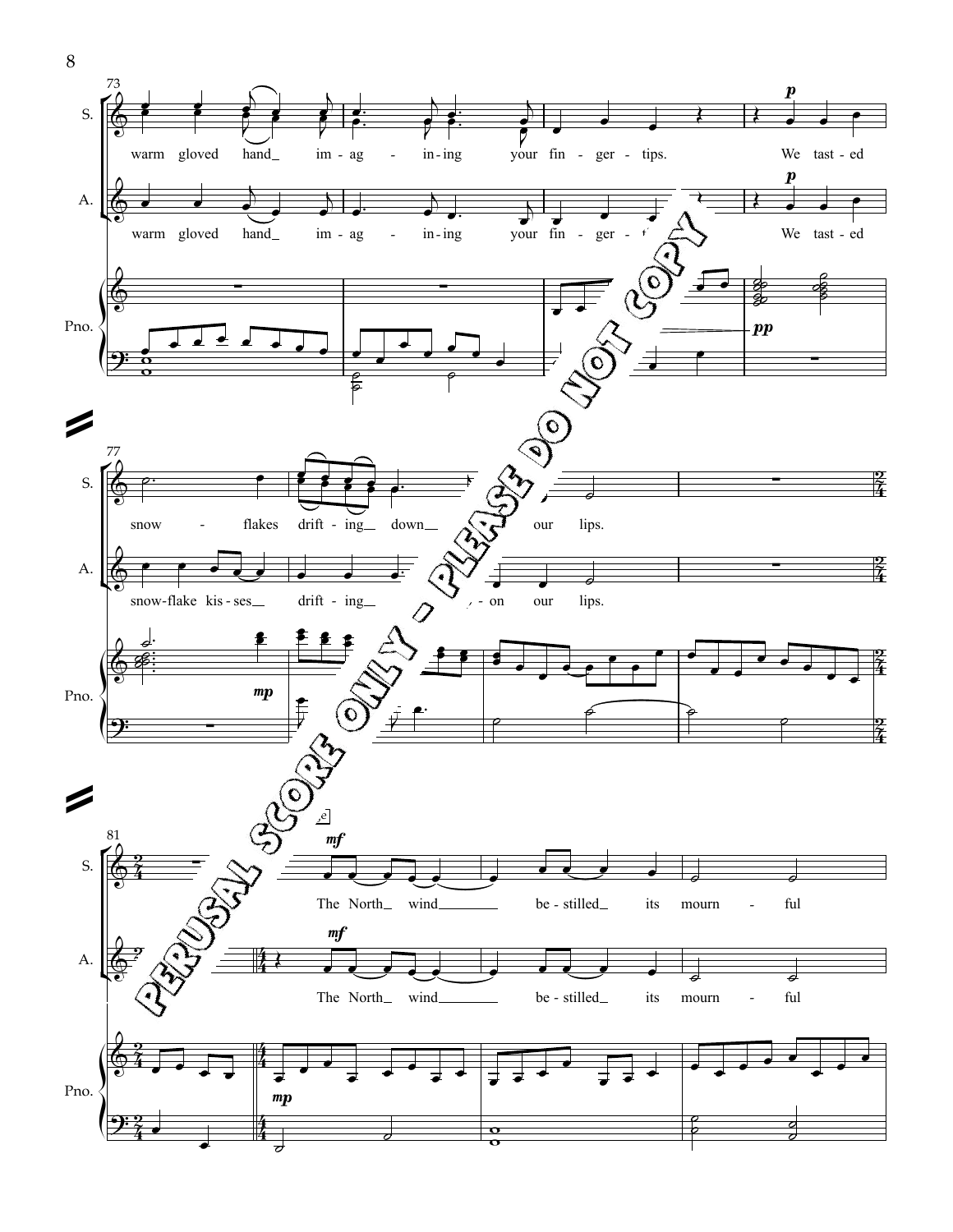warm gloved hand_ im - ag - in - ing your fin - ger - tips. We tast - ed

warm gloved hand_ im - ag - in - ing your fin - ger - tips. We tast - ed

snow - flakes drift - ing_ down_ our lips.

snow-flake kis - ses_ drift - ing_ on our lips.

The North_ wind_______ be - stilled_ its mourn - ful

The North_ wind_______ be - stilled_ its mourn - ful

PERUSAL SCORE ONLY - PLEASE DO NOT COPY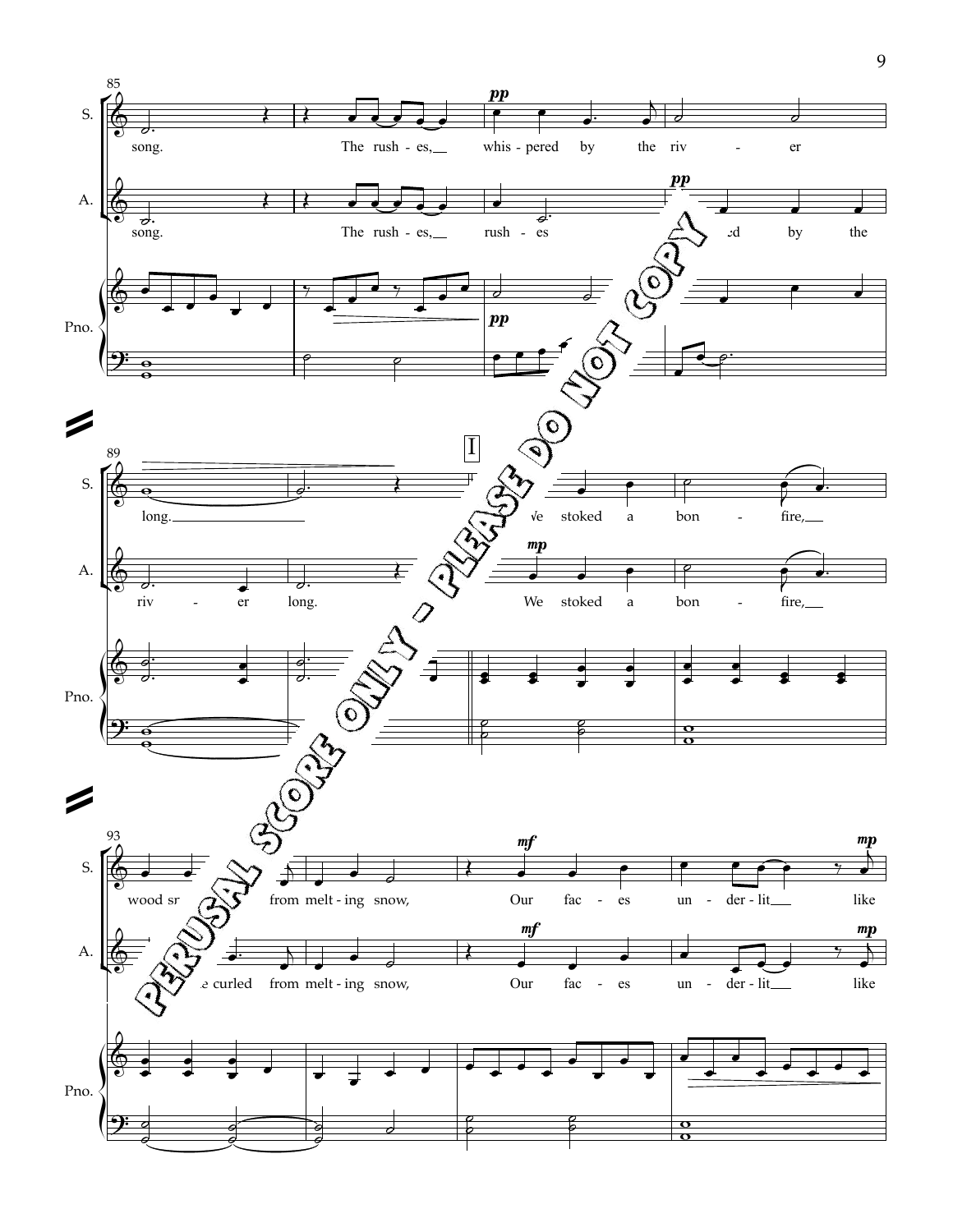85

S. song. The rush - es, whis - pered by the riv - er

A. song. The rush - es, rush - es ...ed by the

Pno.

89 I

S. long. ...We stoked a bon - fire,

A. riv - er long. We stoked a bon - fire,

Pno.

93

S. wood sr... from melt - ing snow, Our fac - es un - der - lit like

A. ...e curled from melt - ing snow, Our fac - es un - der - lit like

Pno.

PERUSAL SCORE ONLY - PLEASE DO NOT COPY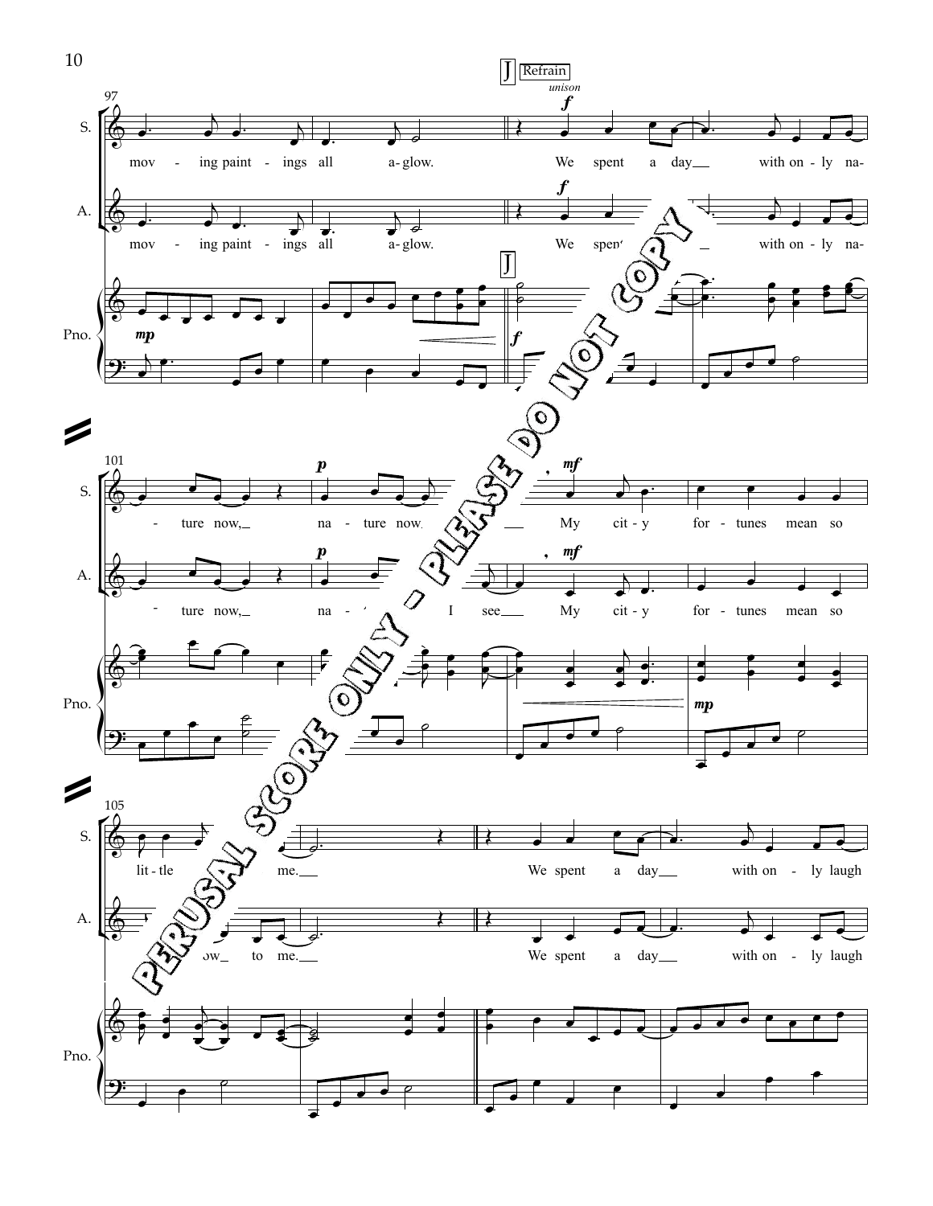J Refrain

unison

97

S.

mov - ing paint - ings all a- glow. We spent a day with on - ly na-

A.

mov - ing paint - ings all a- glow. We spent a day with on - ly na-

Pno.

mp f

101

S.

ture now, na - ture now, My cit - y for - tunes mean so

A.

ture now, na - I see My cit - y for - tunes mean so

p mf

105

S.

lit - tle me. We spent a day with on - ly laugh

A.

ow to me. We spent a day with on - ly laugh

PERUSAL SCORE ONLY - PLEASE DO NOT COPY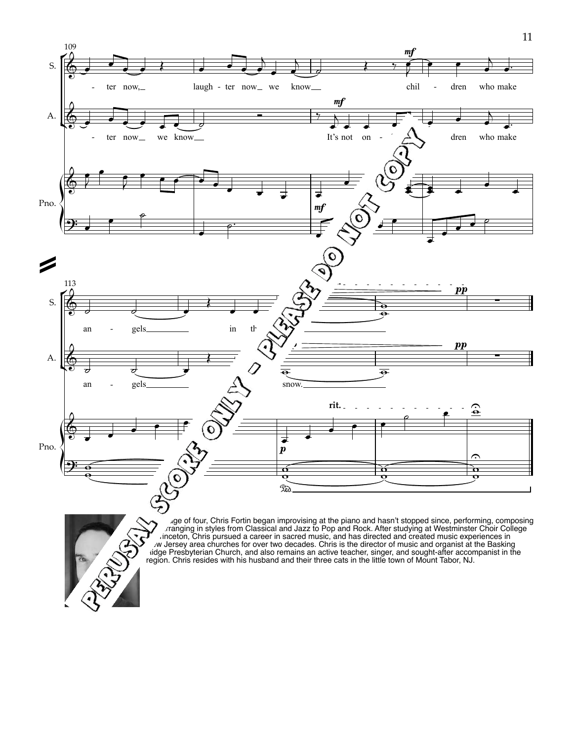PERUSAL SCORE ONLY - PLEASE DO NOT COPY

...age of four, Chris Fortin began improvising at the piano and hasn't stopped since, performing, composing ...rranging in styles from Classical and Jazz to Pop and Rock. After studying at Westminster Choir College ...rinceton, Chris pursued a career in sacred music, and has directed and created music experiences in ...ew Jersey area churches for over two decades. Chris is the director of music and organist at the Basking ...idge Presbyterian Church, and also remains an active teacher, singer, and sought-after accompanist in the ...region. Chris resides with his husband and their three cats in the little town of Mount Tabor, NJ.